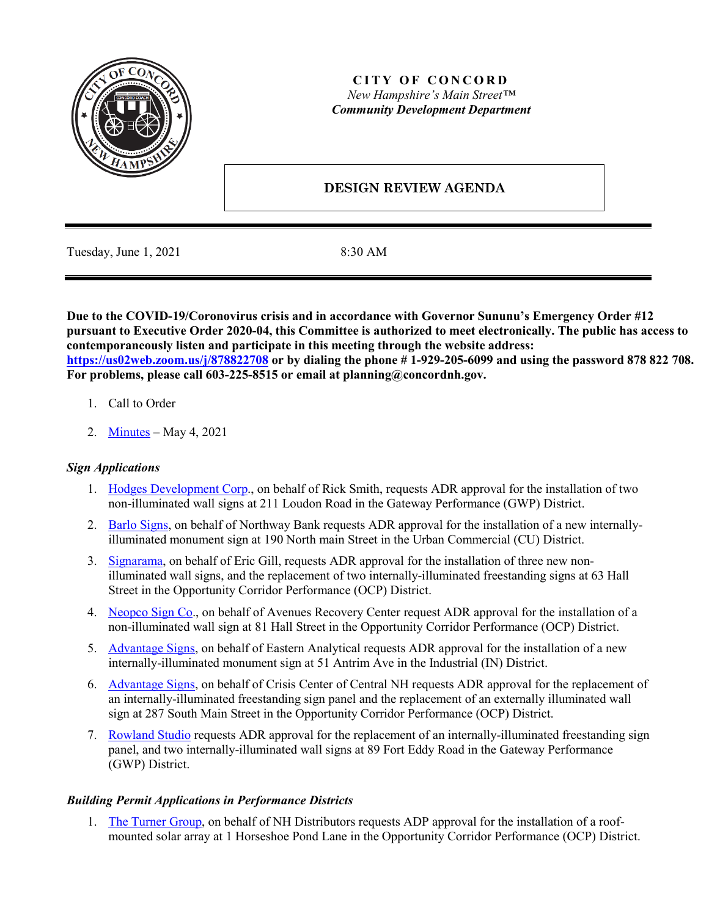**CITY OF CONCORD**

*New Hampshire's Main Street™*

***Community Development Department***

# DESIGN REVIEW AGENDA

Tuesday, June 1, 2021 8:30 AM

**Due to the COVID-19/Coronovirus crisis and in accordance with Governor Sununu's Emergency Order #12 pursuant to Executive Order 2020-04, this Committee is authorized to meet electronically. The public has access to contemporaneously listen and participate in this meeting through the website address: https://us02web.zoom.us/j/878822708 or by dialing the phone # 1-929-205-6099 and using the password 878 822 708. For problems, please call 603-225-8515 or email at planning@concordnh.gov.**

1. Call to Order
2. Minutes – May 4, 2021

### *Sign Applications*

1. Hodges Development Corp., on behalf of Rick Smith, requests ADR approval for the installation of two non-illuminated wall signs at 211 Loudon Road in the Gateway Performance (GWP) District.
2. Barlo Signs, on behalf of Northway Bank requests ADR approval for the installation of a new internally-illuminated monument sign at 190 North main Street in the Urban Commercial (CU) District.
3. Signarama, on behalf of Eric Gill, requests ADR approval for the installation of three new non-illuminated wall signs, and the replacement of two internally-illuminated freestanding signs at 63 Hall Street in the Opportunity Corridor Performance (OCP) District.
4. Neopco Sign Co., on behalf of Avenues Recovery Center request ADR approval for the installation of a non-illuminated wall sign at 81 Hall Street in the Opportunity Corridor Performance (OCP) District.
5. Advantage Signs, on behalf of Eastern Analytical requests ADR approval for the installation of a new internally-illuminated monument sign at 51 Antrim Ave in the Industrial (IN) District.
6. Advantage Signs, on behalf of Crisis Center of Central NH requests ADR approval for the replacement of an internally-illuminated freestanding sign panel and the replacement of an externally illuminated wall sign at 287 South Main Street in the Opportunity Corridor Performance (OCP) District.
7. Rowland Studio requests ADR approval for the replacement of an internally-illuminated freestanding sign panel, and two internally-illuminated wall signs at 89 Fort Eddy Road in the Gateway Performance (GWP) District.

### *Building Permit Applications in Performance Districts*

1. The Turner Group, on behalf of NH Distributors requests ADP approval for the installation of a roof-mounted solar array at 1 Horseshoe Pond Lane in the Opportunity Corridor Performance (OCP) District.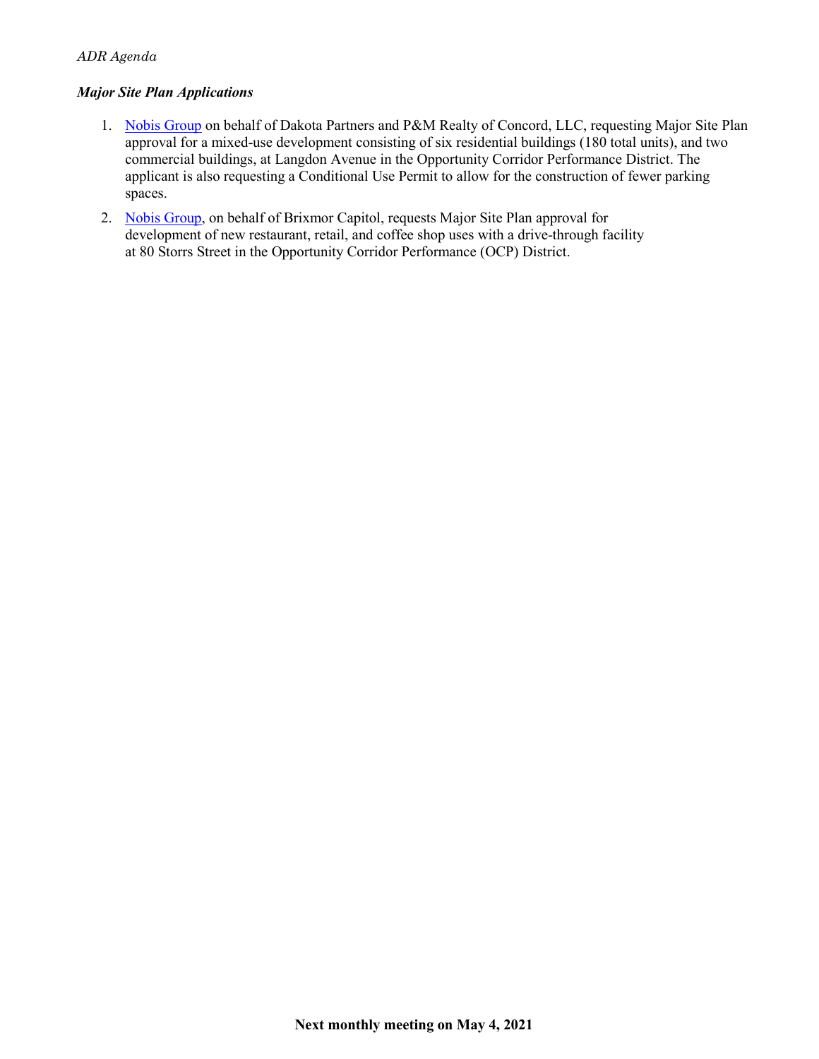*ADR Agenda*

***Major Site Plan Applications***

1. Nobis Group on behalf of Dakota Partners and P&M Realty of Concord, LLC, requesting Major Site Plan approval for a mixed-use development consisting of six residential buildings (180 total units), and two commercial buildings, at Langdon Avenue in the Opportunity Corridor Performance District. The applicant is also requesting a Conditional Use Permit to allow for the construction of fewer parking spaces.
2. Nobis Group, on behalf of Brixmor Capitol, requests Major Site Plan approval for development of new restaurant, retail, and coffee shop uses with a drive-through facility at 80 Storrs Street in the Opportunity Corridor Performance (OCP) District.

**Next monthly meeting on May 4, 2021**